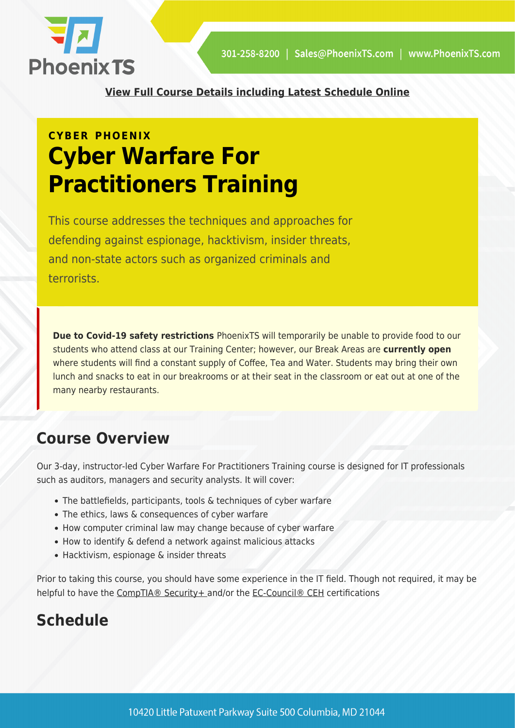**View Full Course Details including Latest Schedule Online**

CYBER PHOENIX

# Cyber Warfare For Practitioners Training

This course addresses the techniques and approaches for defending against espionage, hacktivism, insider threats, and non-state actors such as organized criminals and terrorists.

**Due to Covid-19 safety restrictions** PhoenixTS will temporarily be unable to provide food to our students who attend class at our Training Center; however, our Break Areas are **currently open** where students will find a constant supply of Coffee, Tea and Water. Students may bring their own lunch and snacks to eat in our breakrooms or at their seat in the classroom or eat out at one of the many nearby restaurants.

## Course Overview

Our 3-day, instructor-led Cyber Warfare For Practitioners Training course is designed for IT professionals such as auditors, managers and security analysts. It will cover:

- The battlefields, participants, tools & techniques of cyber warfare
- The ethics, laws & consequences of cyber warfare
- How computer criminal law may change because of cyber warfare
- How to identify & defend a network against malicious attacks
- Hacktivism, espionage & insider threats

Prior to taking this course, you should have some experience in the IT field. Though not required, it may be helpful to have the CompTIA® Security+ and/or the EC-Council® CEH certifications

## Schedule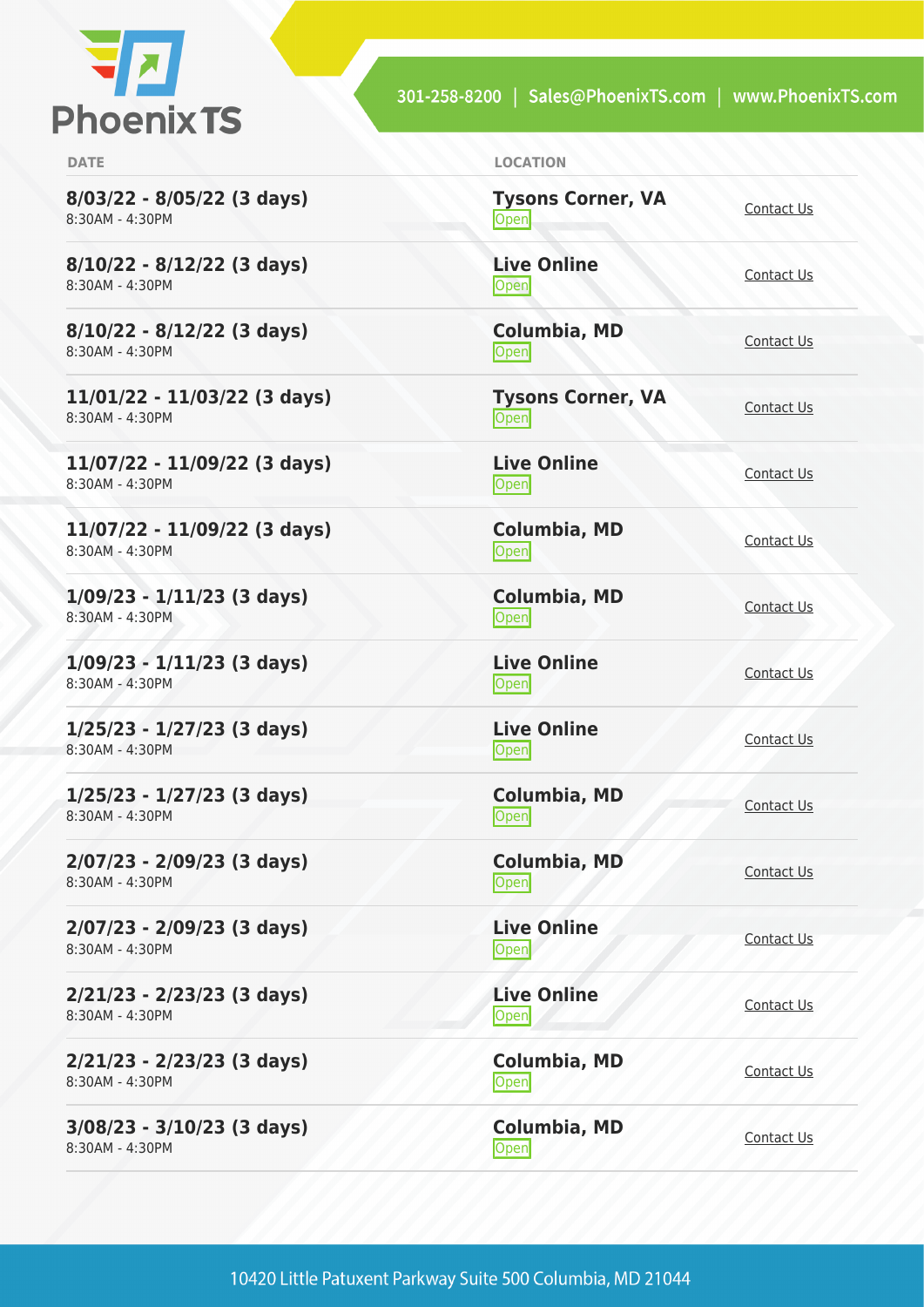| DATE | LOCATION | |
|---|---|---|
| **8/03/22 - 8/05/22 (3 days)** 8:30AM - 4:30PM | **Tysons Corner, VA** Open | Contact Us |
| **8/10/22 - 8/12/22 (3 days)** 8:30AM - 4:30PM | **Live Online** Open | Contact Us |
| **8/10/22 - 8/12/22 (3 days)** 8:30AM - 4:30PM | **Columbia, MD** Open | Contact Us |
| **11/01/22 - 11/03/22 (3 days)** 8:30AM - 4:30PM | **Tysons Corner, VA** Open | Contact Us |
| **11/07/22 - 11/09/22 (3 days)** 8:30AM - 4:30PM | **Live Online** Open | Contact Us |
| **11/07/22 - 11/09/22 (3 days)** 8:30AM - 4:30PM | **Columbia, MD** Open | Contact Us |
| **1/09/23 - 1/11/23 (3 days)** 8:30AM - 4:30PM | **Columbia, MD** Open | Contact Us |
| **1/09/23 - 1/11/23 (3 days)** 8:30AM - 4:30PM | **Live Online** Open | Contact Us |
| **1/25/23 - 1/27/23 (3 days)** 8:30AM - 4:30PM | **Live Online** Open | Contact Us |
| **1/25/23 - 1/27/23 (3 days)** 8:30AM - 4:30PM | **Columbia, MD** Open | Contact Us |
| **2/07/23 - 2/09/23 (3 days)** 8:30AM - 4:30PM | **Columbia, MD** Open | Contact Us |
| **2/07/23 - 2/09/23 (3 days)** 8:30AM - 4:30PM | **Live Online** Open | Contact Us |
| **2/21/23 - 2/23/23 (3 days)** 8:30AM - 4:30PM | **Live Online** Open | Contact Us |
| **2/21/23 - 2/23/23 (3 days)** 8:30AM - 4:30PM | **Columbia, MD** Open | Contact Us |
| **3/08/23 - 3/10/23 (3 days)** 8:30AM - 4:30PM | **Columbia, MD** Open | Contact Us |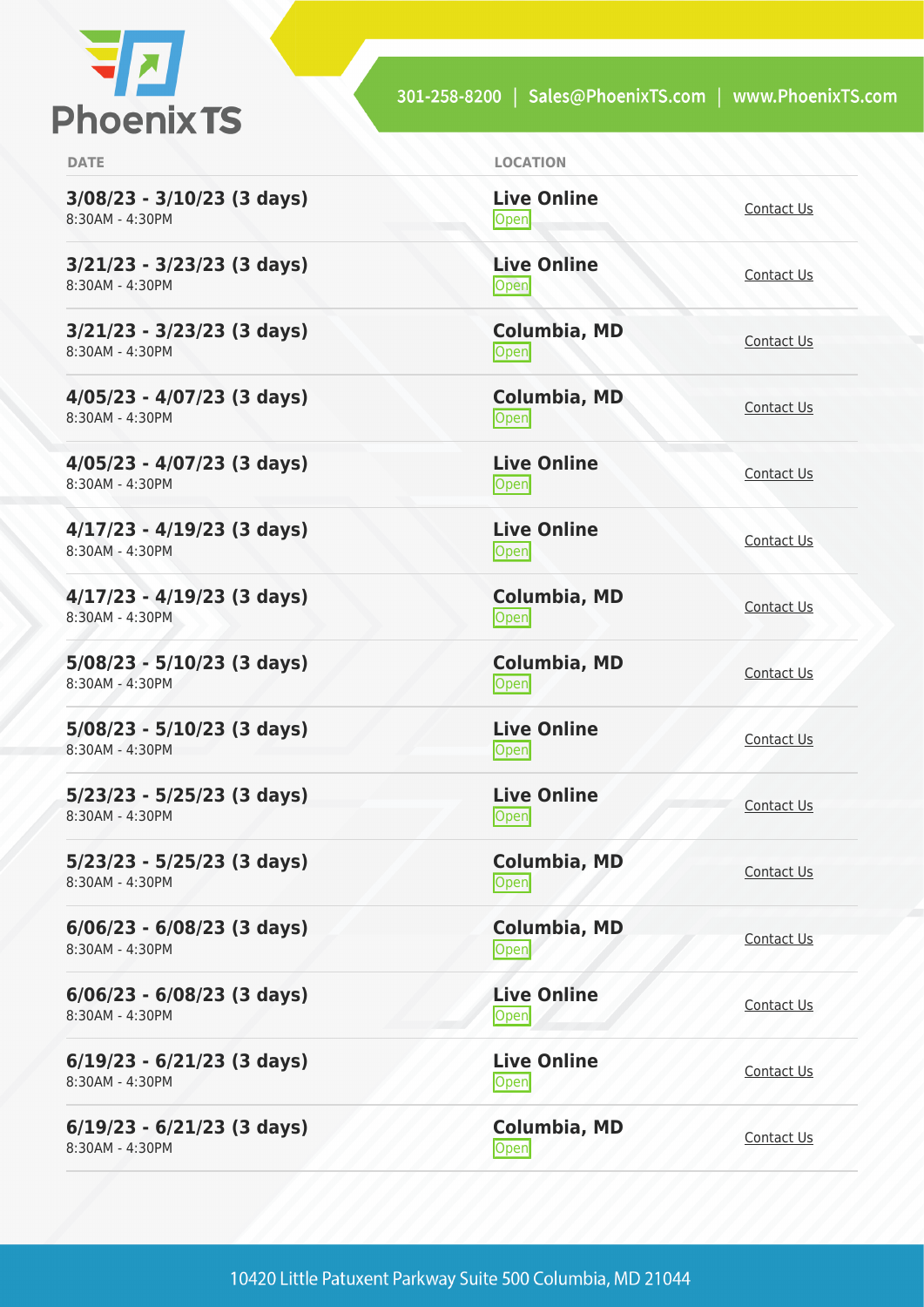| DATE | LOCATION | |
|---|---|---|
| **3/08/23 - 3/10/23 (3 days)**<br>8:30AM - 4:30PM | **Live Online**<br>Open | Contact Us |
| **3/21/23 - 3/23/23 (3 days)**<br>8:30AM - 4:30PM | **Live Online**<br>Open | Contact Us |
| **3/21/23 - 3/23/23 (3 days)**<br>8:30AM - 4:30PM | **Columbia, MD**<br>Open | Contact Us |
| **4/05/23 - 4/07/23 (3 days)**<br>8:30AM - 4:30PM | **Columbia, MD**<br>Open | Contact Us |
| **4/05/23 - 4/07/23 (3 days)**<br>8:30AM - 4:30PM | **Live Online**<br>Open | Contact Us |
| **4/17/23 - 4/19/23 (3 days)**<br>8:30AM - 4:30PM | **Live Online**<br>Open | Contact Us |
| **4/17/23 - 4/19/23 (3 days)**<br>8:30AM - 4:30PM | **Columbia, MD**<br>Open | Contact Us |
| **5/08/23 - 5/10/23 (3 days)**<br>8:30AM - 4:30PM | **Columbia, MD**<br>Open | Contact Us |
| **5/08/23 - 5/10/23 (3 days)**<br>8:30AM - 4:30PM | **Live Online**<br>Open | Contact Us |
| **5/23/23 - 5/25/23 (3 days)**<br>8:30AM - 4:30PM | **Live Online**<br>Open | Contact Us |
| **5/23/23 - 5/25/23 (3 days)**<br>8:30AM - 4:30PM | **Columbia, MD**<br>Open | Contact Us |
| **6/06/23 - 6/08/23 (3 days)**<br>8:30AM - 4:30PM | **Columbia, MD**<br>Open | Contact Us |
| **6/06/23 - 6/08/23 (3 days)**<br>8:30AM - 4:30PM | **Live Online**<br>Open | Contact Us |
| **6/19/23 - 6/21/23 (3 days)**<br>8:30AM - 4:30PM | **Live Online**<br>Open | Contact Us |
| **6/19/23 - 6/21/23 (3 days)**<br>8:30AM - 4:30PM | **Columbia, MD**<br>Open | Contact Us |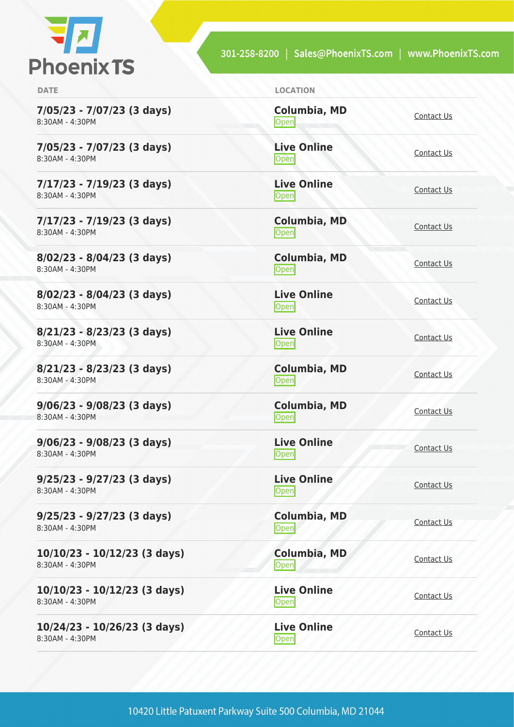| DATE | LOCATION | |
|---|---|---|
| **7/05/23 - 7/07/23 (3 days)** 8:30AM - 4:30PM | **Columbia, MD** Open | Contact Us |
| **7/05/23 - 7/07/23 (3 days)** 8:30AM - 4:30PM | **Live Online** Open | Contact Us |
| **7/17/23 - 7/19/23 (3 days)** 8:30AM - 4:30PM | **Live Online** Open | Contact Us |
| **7/17/23 - 7/19/23 (3 days)** 8:30AM - 4:30PM | **Columbia, MD** Open | Contact Us |
| **8/02/23 - 8/04/23 (3 days)** 8:30AM - 4:30PM | **Columbia, MD** Open | Contact Us |
| **8/02/23 - 8/04/23 (3 days)** 8:30AM - 4:30PM | **Live Online** Open | Contact Us |
| **8/21/23 - 8/23/23 (3 days)** 8:30AM - 4:30PM | **Live Online** Open | Contact Us |
| **8/21/23 - 8/23/23 (3 days)** 8:30AM - 4:30PM | **Columbia, MD** Open | Contact Us |
| **9/06/23 - 9/08/23 (3 days)** 8:30AM - 4:30PM | **Columbia, MD** Open | Contact Us |
| **9/06/23 - 9/08/23 (3 days)** 8:30AM - 4:30PM | **Live Online** Open | Contact Us |
| **9/25/23 - 9/27/23 (3 days)** 8:30AM - 4:30PM | **Live Online** Open | Contact Us |
| **9/25/23 - 9/27/23 (3 days)** 8:30AM - 4:30PM | **Columbia, MD** Open | Contact Us |
| **10/10/23 - 10/12/23 (3 days)** 8:30AM - 4:30PM | **Columbia, MD** Open | Contact Us |
| **10/10/23 - 10/12/23 (3 days)** 8:30AM - 4:30PM | **Live Online** Open | Contact Us |
| **10/24/23 - 10/26/23 (3 days)** 8:30AM - 4:30PM | **Live Online** Open | Contact Us |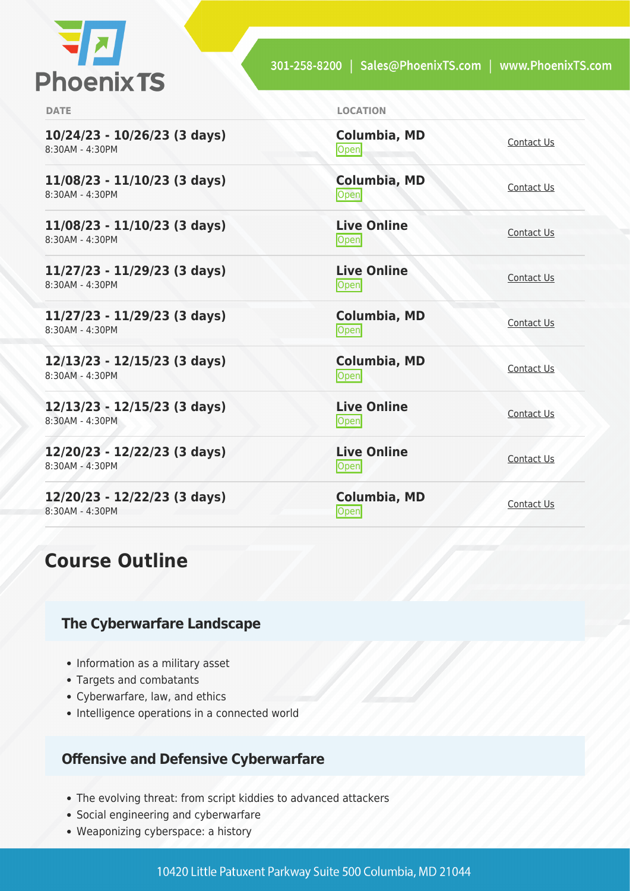| DATE | LOCATION | |
|---|---|---|
| **10/24/23 - 10/26/23 (3 days)** 8:30AM - 4:30PM | **Columbia, MD** Open | Contact Us |
| **11/08/23 - 11/10/23 (3 days)** 8:30AM - 4:30PM | **Columbia, MD** Open | Contact Us |
| **11/08/23 - 11/10/23 (3 days)** 8:30AM - 4:30PM | **Live Online** Open | Contact Us |
| **11/27/23 - 11/29/23 (3 days)** 8:30AM - 4:30PM | **Live Online** Open | Contact Us |
| **11/27/23 - 11/29/23 (3 days)** 8:30AM - 4:30PM | **Columbia, MD** Open | Contact Us |
| **12/13/23 - 12/15/23 (3 days)** 8:30AM - 4:30PM | **Columbia, MD** Open | Contact Us |
| **12/13/23 - 12/15/23 (3 days)** 8:30AM - 4:30PM | **Live Online** Open | Contact Us |
| **12/20/23 - 12/22/23 (3 days)** 8:30AM - 4:30PM | **Live Online** Open | Contact Us |
| **12/20/23 - 12/22/23 (3 days)** 8:30AM - 4:30PM | **Columbia, MD** Open | Contact Us |

## Course Outline

### The Cyberwarfare Landscape

- Information as a military asset
- Targets and combatants
- Cyberwarfare, law, and ethics
- Intelligence operations in a connected world

### Offensive and Defensive Cyberwarfare

- The evolving threat: from script kiddies to advanced attackers
- Social engineering and cyberwarfare
- Weaponizing cyberspace: a history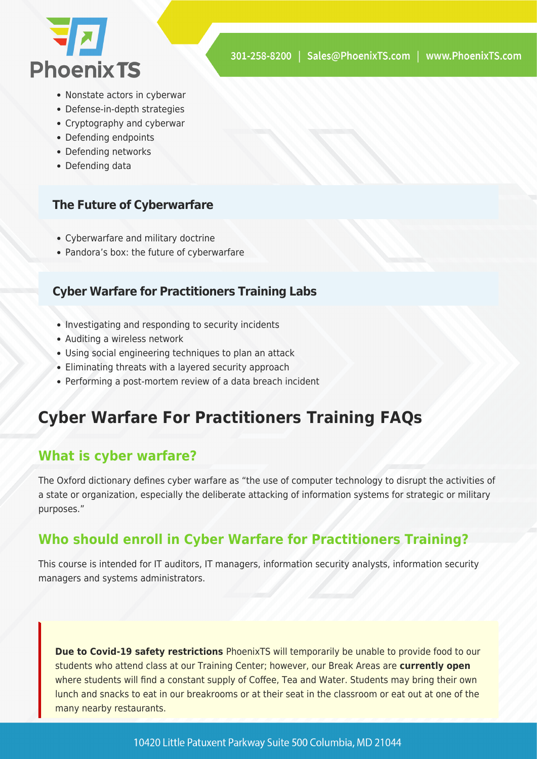- Nonstate actors in cyberwar
- Defense-in-depth strategies
- Cryptography and cyberwar
- Defending endpoints
- Defending networks
- Defending data

### The Future of Cyberwarfare

- Cyberwarfare and military doctrine
- Pandora's box: the future of cyberwarfare

### Cyber Warfare for Practitioners Training Labs

- Investigating and responding to security incidents
- Auditing a wireless network
- Using social engineering techniques to plan an attack
- Eliminating threats with a layered security approach
- Performing a post-mortem review of a data breach incident

# Cyber Warfare For Practitioners Training FAQs

## What is cyber warfare?

The Oxford dictionary defines cyber warfare as "the use of computer technology to disrupt the activities of a state or organization, especially the deliberate attacking of information systems for strategic or military purposes."

## Who should enroll in Cyber Warfare for Practitioners Training?

This course is intended for IT auditors, IT managers, information security analysts, information security managers and systems administrators.

**Due to Covid-19 safety restrictions** PhoenixTS will temporarily be unable to provide food to our students who attend class at our Training Center; however, our Break Areas are **currently open** where students will find a constant supply of Coffee, Tea and Water. Students may bring their own lunch and snacks to eat in our breakrooms or at their seat in the classroom or eat out at one of the many nearby restaurants.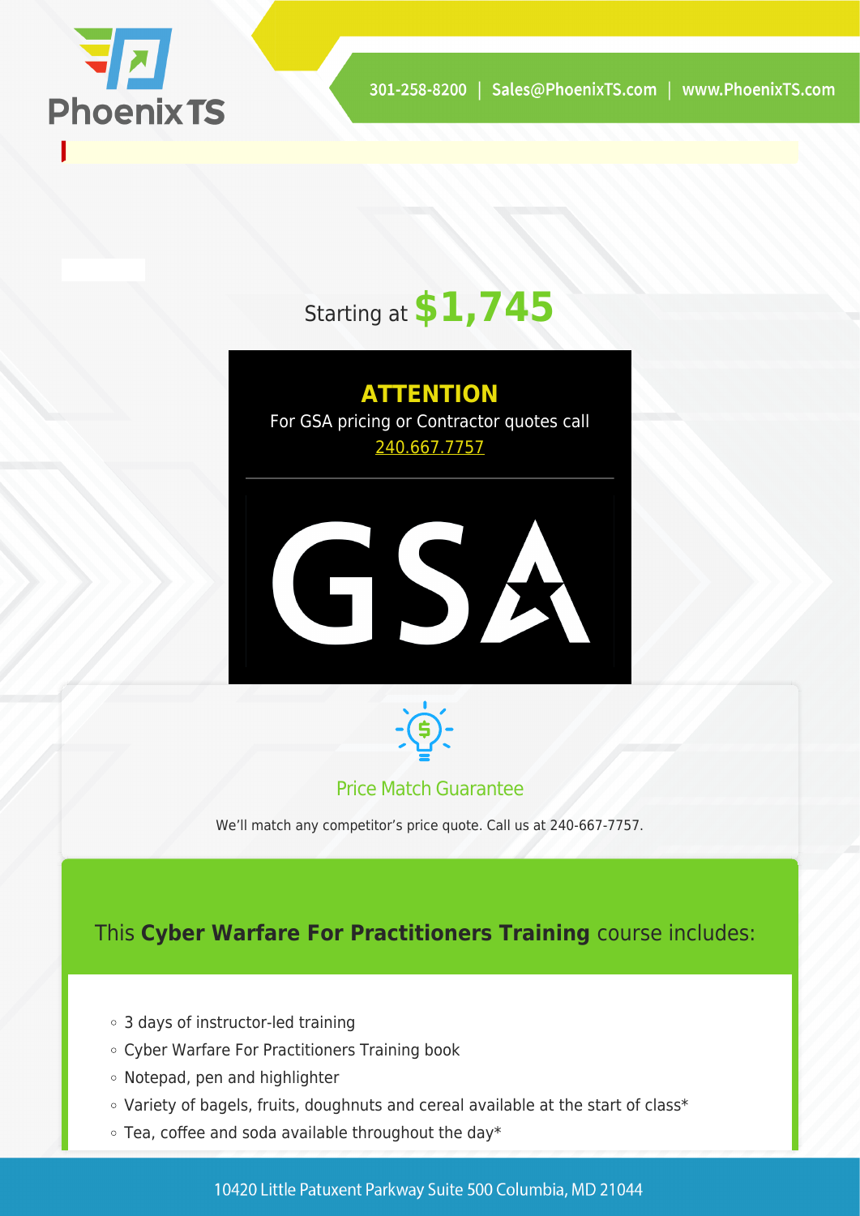Starting at **$1,745**

**ATTENTION**

For GSA pricing or Contractor quotes call 240.667.7757

GSA

Price Match Guarantee

We'll match any competitor's price quote. Call us at 240-667-7757.

This **Cyber Warfare For Practitioners Training** course includes:

- 3 days of instructor-led training
- Cyber Warfare For Practitioners Training book
- Notepad, pen and highlighter
- Variety of bagels, fruits, doughnuts and cereal available at the start of class*
- Tea, coffee and soda available throughout the day*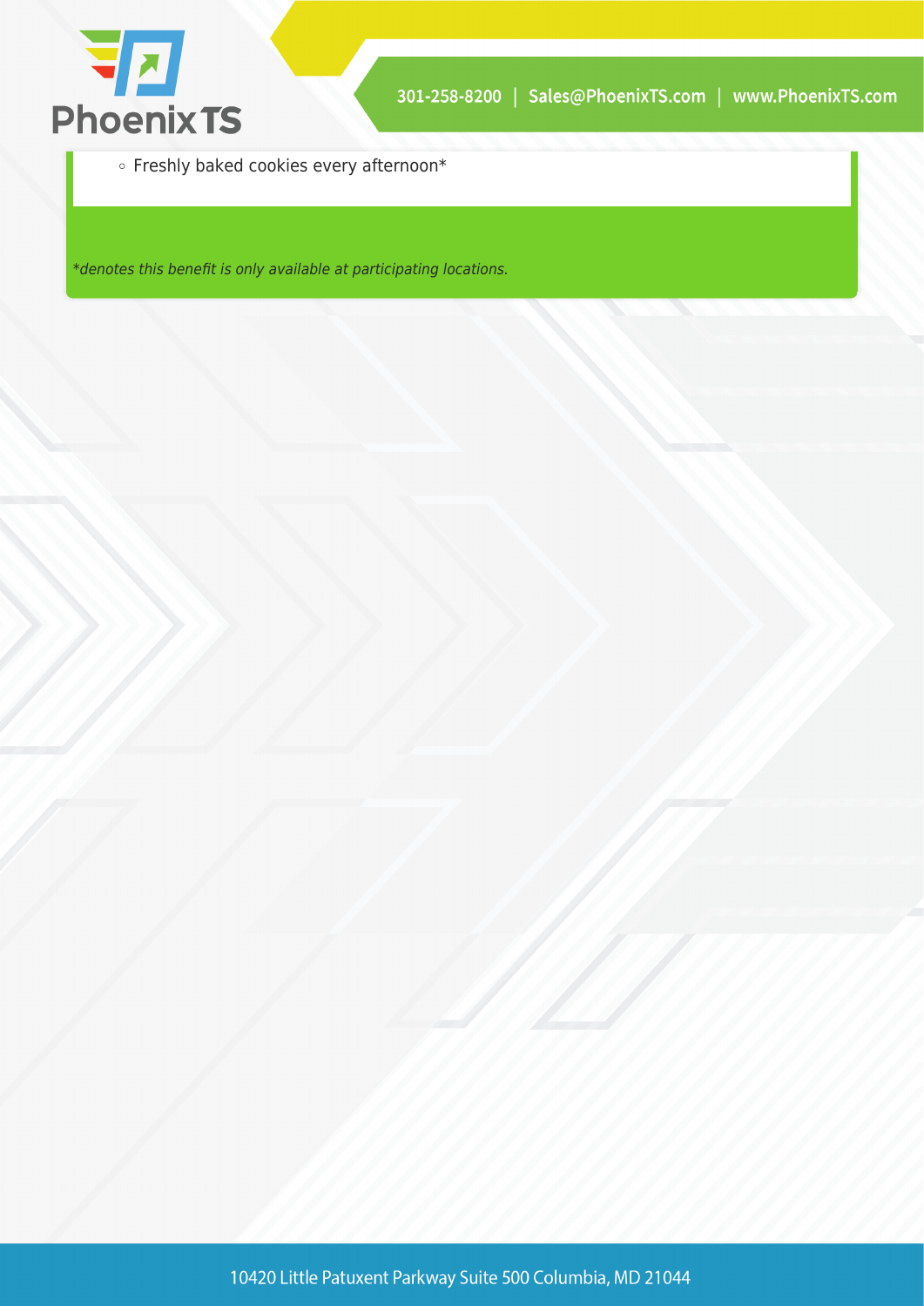- Freshly baked cookies every afternoon*

*denotes this benefit is only available at participating locations.*